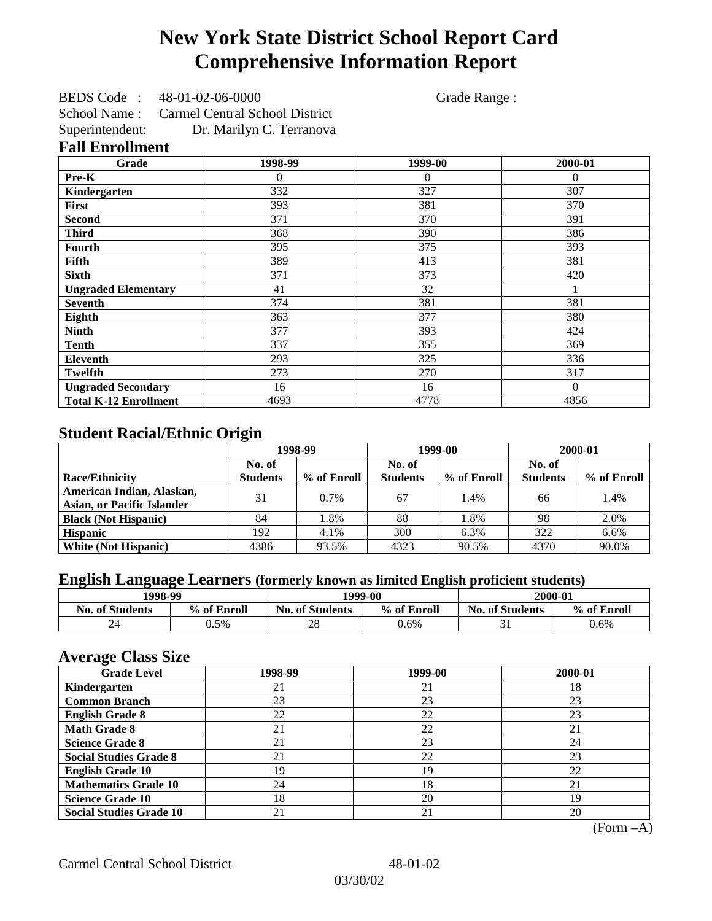# New York State District School Report Card
# Comprehensive Information Report

BEDS Code : 48-01-02-06-0000 Grade Range :
School Name : Carmel Central School District
Superintendent: Dr. Marilyn C. Terranova

## Fall Enrollment

| Grade | 1998-99 | 1999-00 | 2000-01 |
|---|---|---|---|
| Pre-K | 0 | 0 | 0 |
| Kindergarten | 332 | 327 | 307 |
| First | 393 | 381 | 370 |
| Second | 371 | 370 | 391 |
| Third | 368 | 390 | 386 |
| Fourth | 395 | 375 | 393 |
| Fifth | 389 | 413 | 381 |
| Sixth | 371 | 373 | 420 |
| Ungraded Elementary | 41 | 32 | 1 |
| Seventh | 374 | 381 | 381 |
| Eighth | 363 | 377 | 380 |
| Ninth | 377 | 393 | 424 |
| Tenth | 337 | 355 | 369 |
| Eleventh | 293 | 325 | 336 |
| Twelfth | 273 | 270 | 317 |
| Ungraded Secondary | 16 | 16 | 0 |
| Total K-12 Enrollment | 4693 | 4778 | 4856 |

## Student Racial/Ethnic Origin

| | 1998-99 | | 1999-00 | | 2000-01 | |
|---|---|---|---|---|---|---|
| Race/Ethnicity | No. of Students | % of Enroll | No. of Students | % of Enroll | No. of Students | % of Enroll |
| American Indian, Alaskan, Asian, or Pacific Islander | 31 | 0.7% | 67 | 1.4% | 66 | 1.4% |
| Black (Not Hispanic) | 84 | 1.8% | 88 | 1.8% | 98 | 2.0% |
| Hispanic | 192 | 4.1% | 300 | 6.3% | 322 | 6.6% |
| White (Not Hispanic) | 4386 | 93.5% | 4323 | 90.5% | 4370 | 90.0% |

## English Language Learners (formerly known as limited English proficient students)

| 1998-99 | | 1999-00 | | 2000-01 | |
|---|---|---|---|---|---|
| No. of Students | % of Enroll | No. of Students | % of Enroll | No. of Students | % of Enroll |
| 24 | 0.5% | 28 | 0.6% | 31 | 0.6% |

## Average Class Size

| Grade Level | 1998-99 | 1999-00 | 2000-01 |
|---|---|---|---|
| Kindergarten | 21 | 21 | 18 |
| Common Branch | 23 | 23 | 23 |
| English Grade 8 | 22 | 22 | 23 |
| Math Grade 8 | 21 | 22 | 21 |
| Science Grade 8 | 21 | 23 | 24 |
| Social Studies Grade 8 | 21 | 22 | 23 |
| English Grade 10 | 19 | 19 | 22 |
| Mathematics Grade 10 | 24 | 18 | 21 |
| Science Grade 10 | 18 | 20 | 19 |
| Social Studies Grade 10 | 21 | 21 | 20 |

(Form –A)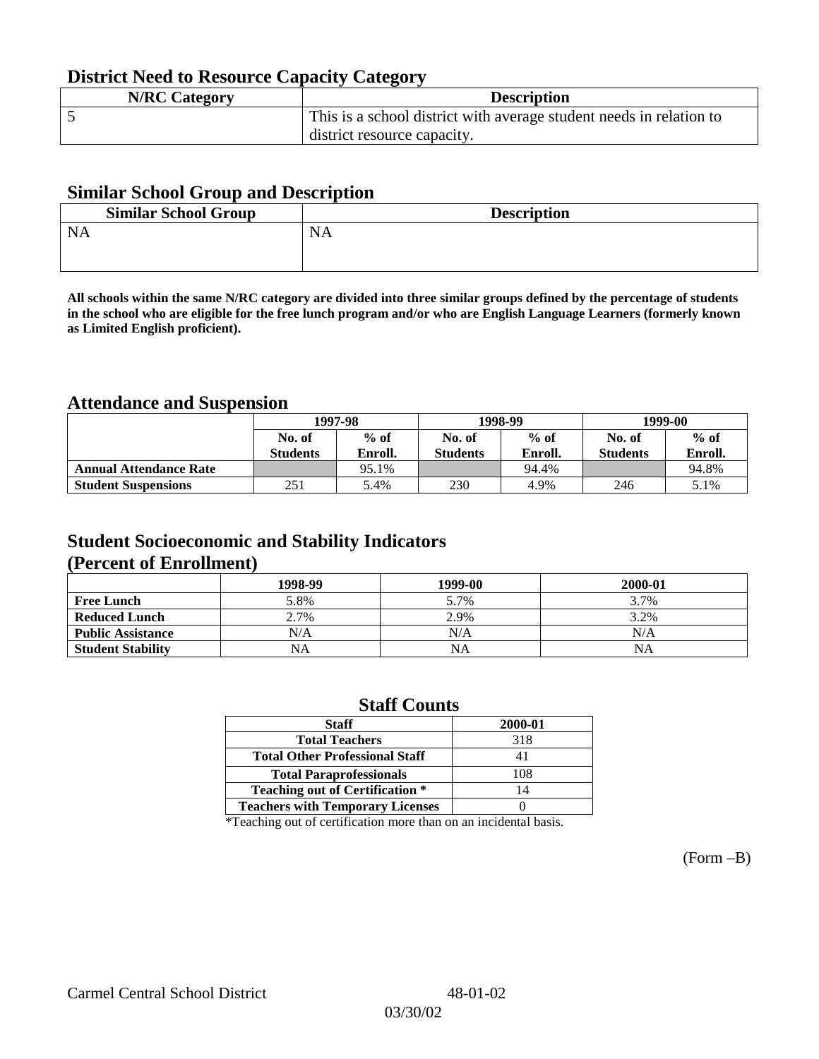## District Need to Resource Capacity Category

| N/RC Category | Description |
|---|---|
| 5 | This is a school district with average student needs in relation to district resource capacity. |

## Similar School Group and Description

| Similar School Group | Description |
|---|---|
| NA | NA |

**All schools within the same N/RC category are divided into three similar groups defined by the percentage of students in the school who are eligible for the free lunch program and/or who are English Language Learners (formerly known as Limited English proficient).**

## Attendance and Suspension

| | 1997-98 | | 1998-99 | | 1999-00 | |
|---|---|---|---|---|---|---|
| | No. of Students | % of Enroll. | No. of Students | % of Enroll. | No. of Students | % of Enroll. |
| **Annual Attendance Rate** | | 95.1% | | 94.4% | | 94.8% |
| **Student Suspensions** | 251 | 5.4% | 230 | 4.9% | 246 | 5.1% |

## Student Socioeconomic and Stability Indicators (Percent of Enrollment)

| | 1998-99 | 1999-00 | 2000-01 |
|---|---|---|---|
| **Free Lunch** | 5.8% | 5.7% | 3.7% |
| **Reduced Lunch** | 2.7% | 2.9% | 3.2% |
| **Public Assistance** | N/A | N/A | N/A |
| **Student Stability** | NA | NA | NA |

## Staff Counts

| Staff | 2000-01 |
|---|---|
| Total Teachers | 318 |
| Total Other Professional Staff | 41 |
| Total Paraprofessionals | 108 |
| Teaching out of Certification * | 14 |
| Teachers with Temporary Licenses | 0 |

*Teaching out of certification more than on an incidental basis.

(Form –B)

Carmel Central School District 48-01-02

03/30/02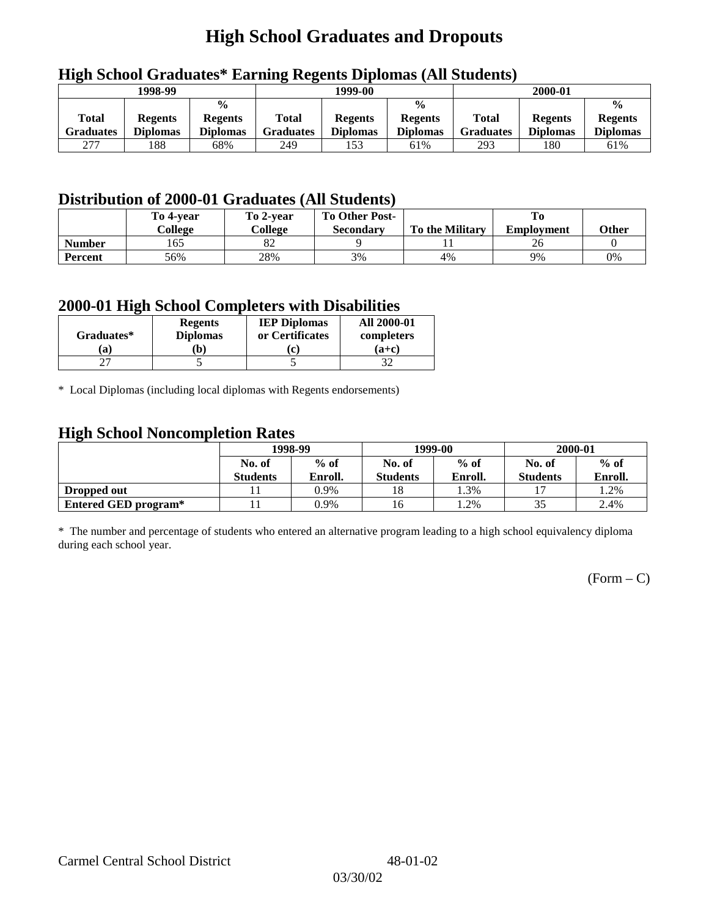# High School Graduates and Dropouts

## High School Graduates* Earning Regents Diplomas (All Students)

| 1998-99 | | | 1999-00 | | | 2000-01 | | |
|---|---|---|---|---|---|---|---|---|
| Total Graduates | Regents Diplomas | % Regents Diplomas | Total Graduates | Regents Diplomas | % Regents Diplomas | Total Graduates | Regents Diplomas | % Regents Diplomas |
| 277 | 188 | 68% | 249 | 153 | 61% | 293 | 180 | 61% |

## Distribution of 2000-01 Graduates (All Students)

| | To 4-year College | To 2-year College | To Other Post-Secondary | To the Military | To Employment | Other |
|---|---|---|---|---|---|---|
| **Number** | 165 | 82 | 9 | 11 | 26 | 0 |
| **Percent** | 56% | 28% | 3% | 4% | 9% | 0% |

## 2000-01 High School Completers with Disabilities

| Graduates* (a) | Regents Diplomas (b) | IEP Diplomas or Certificates (c) | All 2000-01 completers (a+c) |
|---|---|---|---|
| 27 | 5 | 5 | 32 |

\* Local Diplomas (including local diplomas with Regents endorsements)

## High School Noncompletion Rates

| | 1998-99 | | 1999-00 | | 2000-01 | |
|---|---|---|---|---|---|---|
| | No. of Students | % of Enroll. | No. of Students | % of Enroll. | No. of Students | % of Enroll. |
| **Dropped out** | 11 | 0.9% | 18 | 1.3% | 17 | 1.2% |
| **Entered GED program*** | 11 | 0.9% | 16 | 1.2% | 35 | 2.4% |

\* The number and percentage of students who entered an alternative program leading to a high school equivalency diploma during each school year.

(Form – C)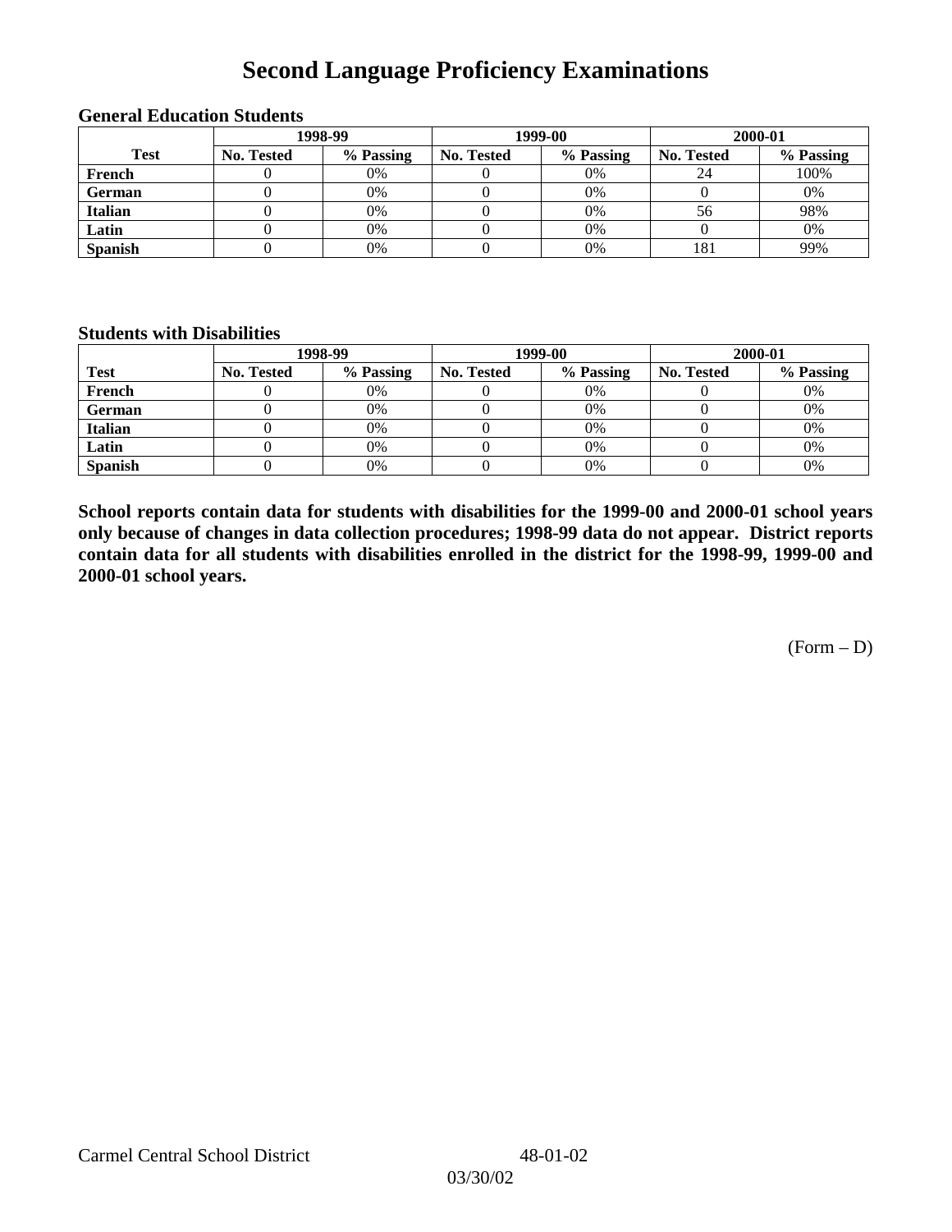# Second Language Proficiency Examinations

### General Education Students

| Test | 1998-99 | | 1999-00 | | 2000-01 | |
|---|---|---|---|---|---|---|
| | No. Tested | % Passing | No. Tested | % Passing | No. Tested | % Passing |
| French | 0 | 0% | 0 | 0% | 24 | 100% |
| German | 0 | 0% | 0 | 0% | 0 | 0% |
| Italian | 0 | 0% | 0 | 0% | 56 | 98% |
| Latin | 0 | 0% | 0 | 0% | 0 | 0% |
| Spanish | 0 | 0% | 0 | 0% | 181 | 99% |

### Students with Disabilities

| Test | 1998-99 | | 1999-00 | | 2000-01 | |
|---|---|---|---|---|---|---|
| | No. Tested | % Passing | No. Tested | % Passing | No. Tested | % Passing |
| French | 0 | 0% | 0 | 0% | 0 | 0% |
| German | 0 | 0% | 0 | 0% | 0 | 0% |
| Italian | 0 | 0% | 0 | 0% | 0 | 0% |
| Latin | 0 | 0% | 0 | 0% | 0 | 0% |
| Spanish | 0 | 0% | 0 | 0% | 0 | 0% |

**School reports contain data for students with disabilities for the 1999-00 and 2000-01 school years only because of changes in data collection procedures; 1998-99 data do not appear. District reports contain data for all students with disabilities enrolled in the district for the 1998-99, 1999-00 and 2000-01 school years.**

(Form – D)

Carmel Central School District 48-01-02

03/30/02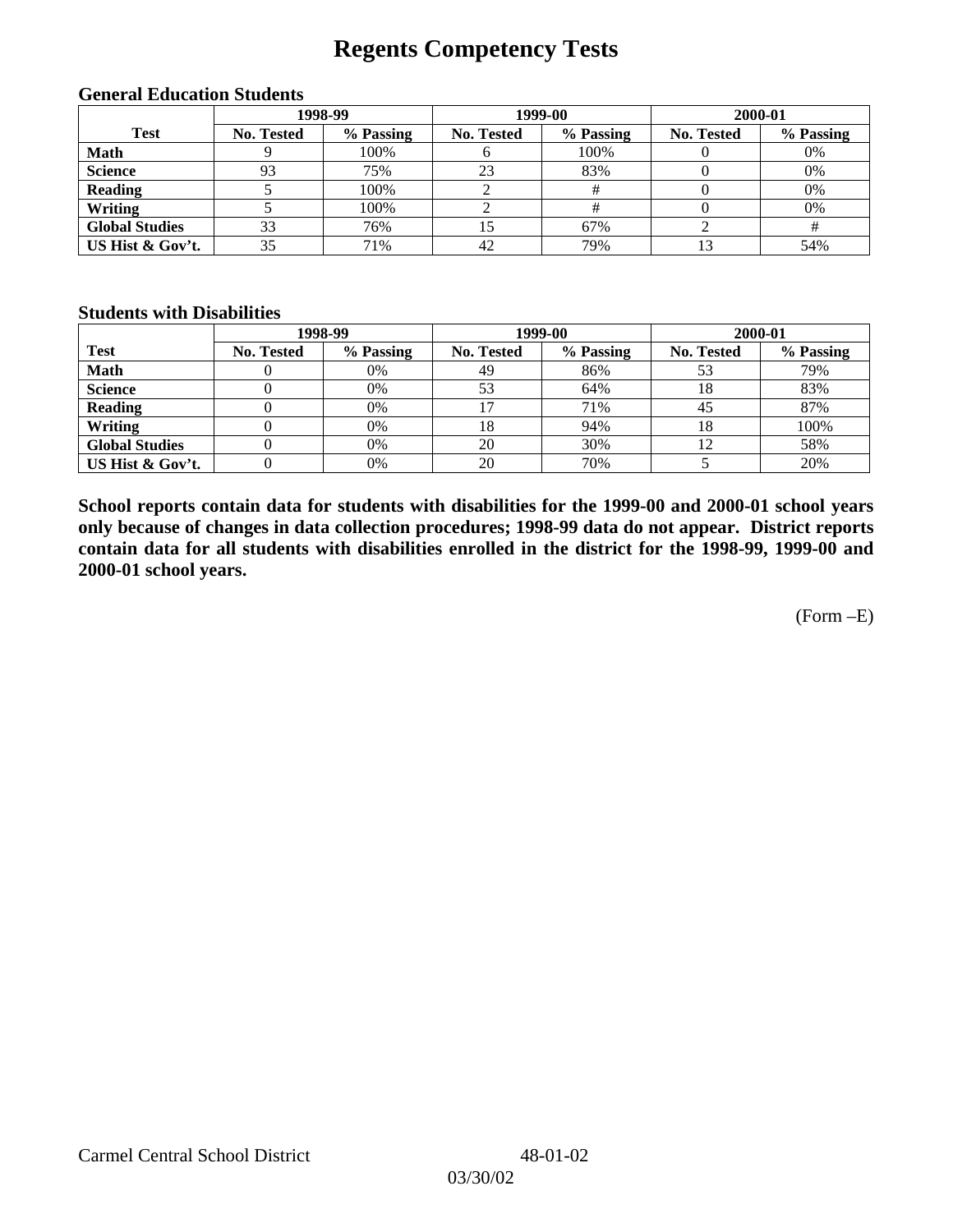# Regents Competency Tests

### General Education Students

| Test | 1998-99 | | 1999-00 | | 2000-01 | |
|---|---|---|---|---|---|---|
| | No. Tested | % Passing | No. Tested | % Passing | No. Tested | % Passing |
| Math | 9 | 100% | 6 | 100% | 0 | 0% |
| Science | 93 | 75% | 23 | 83% | 0 | 0% |
| Reading | 5 | 100% | 2 | # | 0 | 0% |
| Writing | 5 | 100% | 2 | # | 0 | 0% |
| Global Studies | 33 | 76% | 15 | 67% | 2 | # |
| US Hist & Gov't. | 35 | 71% | 42 | 79% | 13 | 54% |

### Students with Disabilities

| Test | 1998-99 | | 1999-00 | | 2000-01 | |
|---|---|---|---|---|---|---|
| | No. Tested | % Passing | No. Tested | % Passing | No. Tested | % Passing |
| Math | 0 | 0% | 49 | 86% | 53 | 79% |
| Science | 0 | 0% | 53 | 64% | 18 | 83% |
| Reading | 0 | 0% | 17 | 71% | 45 | 87% |
| Writing | 0 | 0% | 18 | 94% | 18 | 100% |
| Global Studies | 0 | 0% | 20 | 30% | 12 | 58% |
| US Hist & Gov't. | 0 | 0% | 20 | 70% | 5 | 20% |

**School reports contain data for students with disabilities for the 1999-00 and 2000-01 school years only because of changes in data collection procedures; 1998-99 data do not appear. District reports contain data for all students with disabilities enrolled in the district for the 1998-99, 1999-00 and 2000-01 school years.**

(Form –E)

Carmel Central School District 48-01-02

03/30/02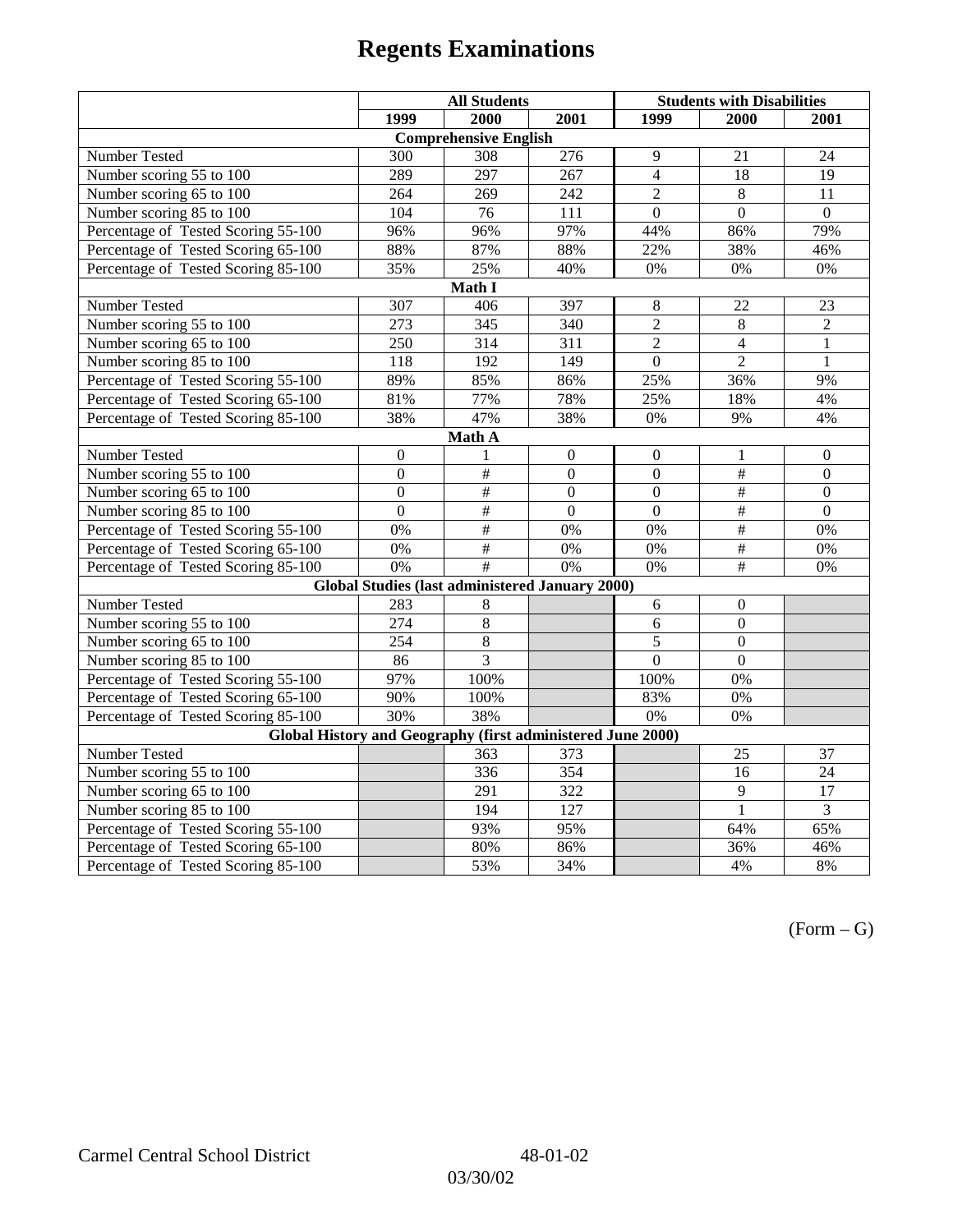# Regents Examinations

| | All Students | | | Students with Disabilities | | |
|---|---|---|---|---|---|---|
| | 1999 | 2000 | 2001 | 1999 | 2000 | 2001 |
| **Comprehensive English** | | | | | | |
| Number Tested | 300 | 308 | 276 | 9 | 21 | 24 |
| Number scoring 55 to 100 | 289 | 297 | 267 | 4 | 18 | 19 |
| Number scoring 65 to 100 | 264 | 269 | 242 | 2 | 8 | 11 |
| Number scoring 85 to 100 | 104 | 76 | 111 | 0 | 0 | 0 |
| Percentage of Tested Scoring 55-100 | 96% | 96% | 97% | 44% | 86% | 79% |
| Percentage of Tested Scoring 65-100 | 88% | 87% | 88% | 22% | 38% | 46% |
| Percentage of Tested Scoring 85-100 | 35% | 25% | 40% | 0% | 0% | 0% |
| **Math I** | | | | | | |
| Number Tested | 307 | 406 | 397 | 8 | 22 | 23 |
| Number scoring 55 to 100 | 273 | 345 | 340 | 2 | 8 | 2 |
| Number scoring 65 to 100 | 250 | 314 | 311 | 2 | 4 | 1 |
| Number scoring 85 to 100 | 118 | 192 | 149 | 0 | 2 | 1 |
| Percentage of Tested Scoring 55-100 | 89% | 85% | 86% | 25% | 36% | 9% |
| Percentage of Tested Scoring 65-100 | 81% | 77% | 78% | 25% | 18% | 4% |
| Percentage of Tested Scoring 85-100 | 38% | 47% | 38% | 0% | 9% | 4% |
| **Math A** | | | | | | |
| Number Tested | 0 | 1 | 0 | 0 | 1 | 0 |
| Number scoring 55 to 100 | 0 | # | 0 | 0 | # | 0 |
| Number scoring 65 to 100 | 0 | # | 0 | 0 | # | 0 |
| Number scoring 85 to 100 | 0 | # | 0 | 0 | # | 0 |
| Percentage of Tested Scoring 55-100 | 0% | # | 0% | 0% | # | 0% |
| Percentage of Tested Scoring 65-100 | 0% | # | 0% | 0% | # | 0% |
| Percentage of Tested Scoring 85-100 | 0% | # | 0% | 0% | # | 0% |
| **Global Studies (last administered January 2000)** | | | | | | |
| Number Tested | 283 | 8 | | 6 | 0 | |
| Number scoring 55 to 100 | 274 | 8 | | 6 | 0 | |
| Number scoring 65 to 100 | 254 | 8 | | 5 | 0 | |
| Number scoring 85 to 100 | 86 | 3 | | 0 | 0 | |
| Percentage of Tested Scoring 55-100 | 97% | 100% | | 100% | 0% | |
| Percentage of Tested Scoring 65-100 | 90% | 100% | | 83% | 0% | |
| Percentage of Tested Scoring 85-100 | 30% | 38% | | 0% | 0% | |
| **Global History and Geography (first administered June 2000)** | | | | | | |
| Number Tested | | 363 | 373 | | 25 | 37 |
| Number scoring 55 to 100 | | 336 | 354 | | 16 | 24 |
| Number scoring 65 to 100 | | 291 | 322 | | 9 | 17 |
| Number scoring 85 to 100 | | 194 | 127 | | 1 | 3 |
| Percentage of Tested Scoring 55-100 | | 93% | 95% | | 64% | 65% |
| Percentage of Tested Scoring 65-100 | | 80% | 86% | | 36% | 46% |
| Percentage of Tested Scoring 85-100 | | 53% | 34% | | 4% | 8% |

(Form – G)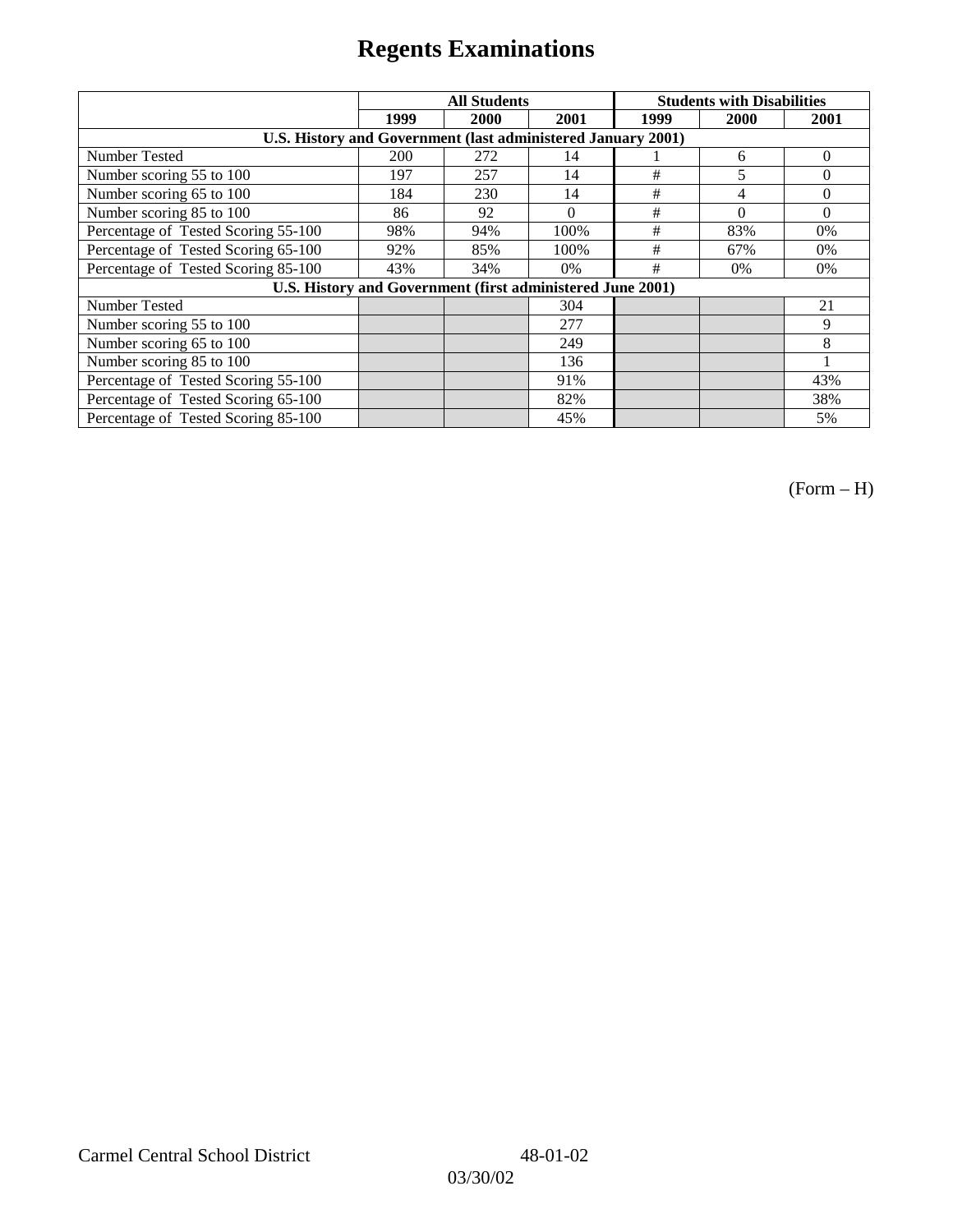# Regents Examinations

| | All Students | | | Students with Disabilities | | |
|---|---|---|---|---|---|---|
| | 1999 | 2000 | 2001 | 1999 | 2000 | 2001 |
| **U.S. History and Government (last administered January 2001)** | | | | | | |
| Number Tested | 200 | 272 | 14 | 1 | 6 | 0 |
| Number scoring 55 to 100 | 197 | 257 | 14 | # | 5 | 0 |
| Number scoring 65 to 100 | 184 | 230 | 14 | # | 4 | 0 |
| Number scoring 85 to 100 | 86 | 92 | 0 | # | 0 | 0 |
| Percentage of Tested Scoring 55-100 | 98% | 94% | 100% | # | 83% | 0% |
| Percentage of Tested Scoring 65-100 | 92% | 85% | 100% | # | 67% | 0% |
| Percentage of Tested Scoring 85-100 | 43% | 34% | 0% | # | 0% | 0% |
| **U.S. History and Government (first administered June 2001)** | | | | | | |
| Number Tested | | | 304 | | | 21 |
| Number scoring 55 to 100 | | | 277 | | | 9 |
| Number scoring 65 to 100 | | | 249 | | | 8 |
| Number scoring 85 to 100 | | | 136 | | | 1 |
| Percentage of Tested Scoring 55-100 | | | 91% | | | 43% |
| Percentage of Tested Scoring 65-100 | | | 82% | | | 38% |
| Percentage of Tested Scoring 85-100 | | | 45% | | | 5% |

(Form – H)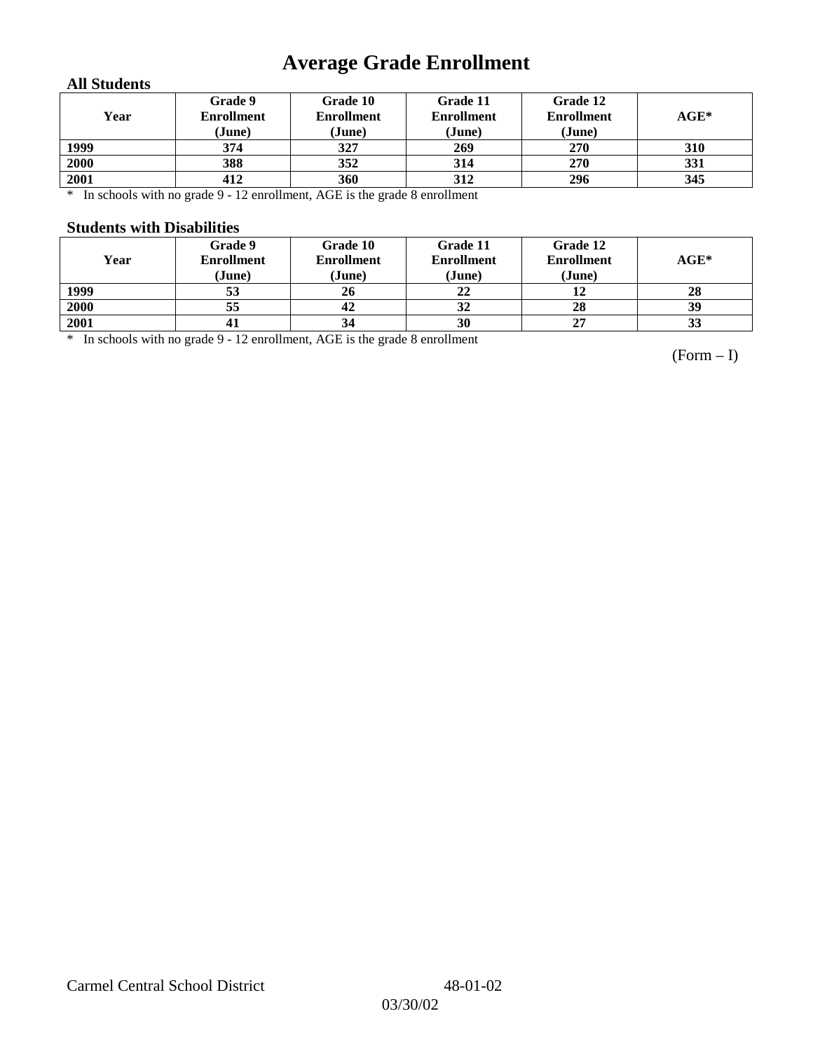# Average Grade Enrollment

### All Students

| Year | Grade 9 Enrollment (June) | Grade 10 Enrollment (June) | Grade 11 Enrollment (June) | Grade 12 Enrollment (June) | AGE* |
|---|---|---|---|---|---|
| 1999 | 374 | 327 | 269 | 270 | 310 |
| 2000 | 388 | 352 | 314 | 270 | 331 |
| 2001 | 412 | 360 | 312 | 296 | 345 |

\* In schools with no grade 9 - 12 enrollment, AGE is the grade 8 enrollment

### Students with Disabilities

| Year | Grade 9 Enrollment (June) | Grade 10 Enrollment (June) | Grade 11 Enrollment (June) | Grade 12 Enrollment (June) | AGE* |
|---|---|---|---|---|---|
| 1999 | 53 | 26 | 22 | 12 | 28 |
| 2000 | 55 | 42 | 32 | 28 | 39 |
| 2001 | 41 | 34 | 30 | 27 | 33 |

\* In schools with no grade 9 - 12 enrollment, AGE is the grade 8 enrollment

(Form – I)

Carmel Central School District 48-01-02

03/30/02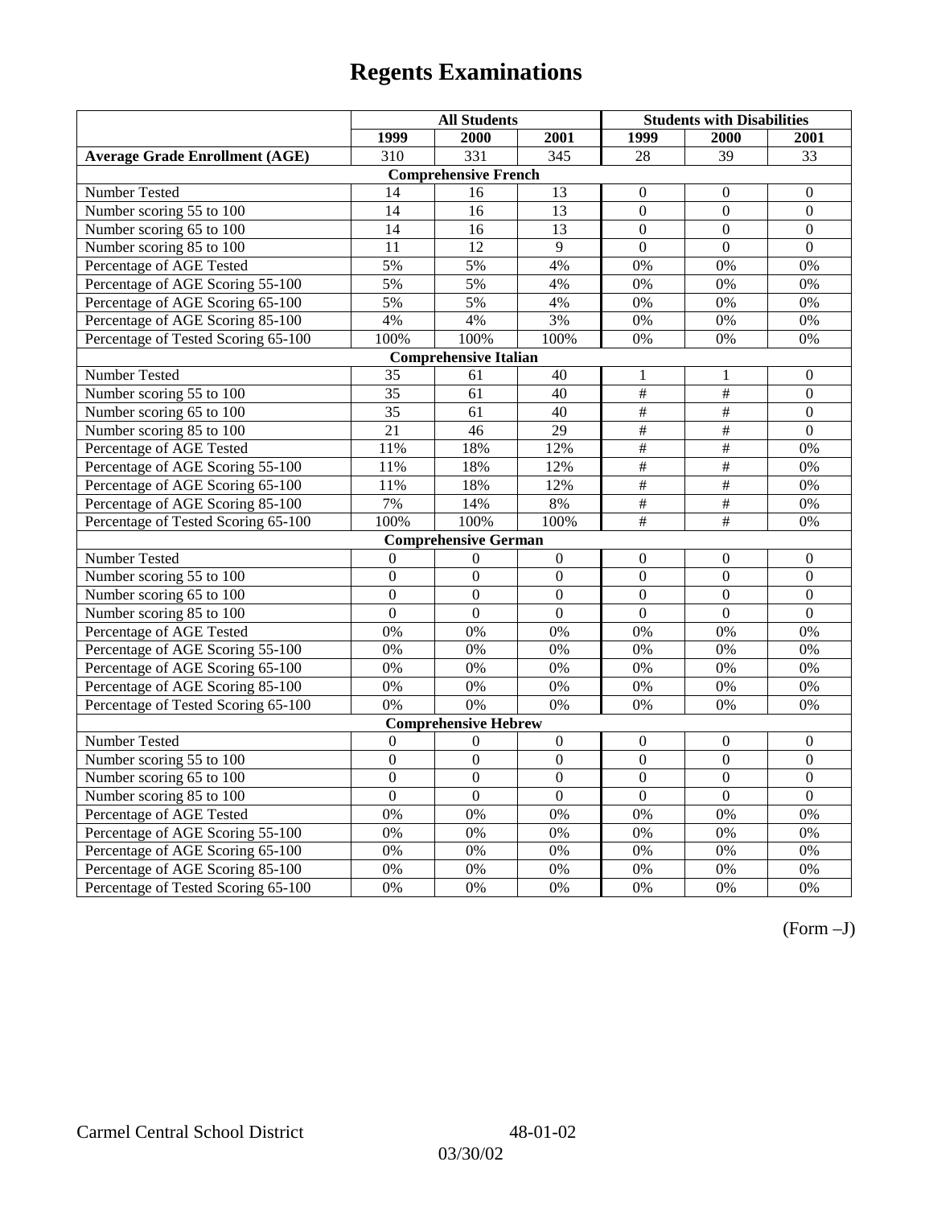# Regents Examinations

| | All Students | | | Students with Disabilities | | |
|---|---|---|---|---|---|---|
| | 1999 | 2000 | 2001 | 1999 | 2000 | 2001 |
| **Average Grade Enrollment (AGE)** | 310 | 331 | 345 | 28 | 39 | 33 |
| **Comprehensive French** | | | | | | |
| Number Tested | 14 | 16 | 13 | 0 | 0 | 0 |
| Number scoring 55 to 100 | 14 | 16 | 13 | 0 | 0 | 0 |
| Number scoring 65 to 100 | 14 | 16 | 13 | 0 | 0 | 0 |
| Number scoring 85 to 100 | 11 | 12 | 9 | 0 | 0 | 0 |
| Percentage of AGE Tested | 5% | 5% | 4% | 0% | 0% | 0% |
| Percentage of AGE Scoring 55-100 | 5% | 5% | 4% | 0% | 0% | 0% |
| Percentage of AGE Scoring 65-100 | 5% | 5% | 4% | 0% | 0% | 0% |
| Percentage of AGE Scoring 85-100 | 4% | 4% | 3% | 0% | 0% | 0% |
| Percentage of Tested Scoring 65-100 | 100% | 100% | 100% | 0% | 0% | 0% |
| **Comprehensive Italian** | | | | | | |
| Number Tested | 35 | 61 | 40 | 1 | 1 | 0 |
| Number scoring 55 to 100 | 35 | 61 | 40 | # | # | 0 |
| Number scoring 65 to 100 | 35 | 61 | 40 | # | # | 0 |
| Number scoring 85 to 100 | 21 | 46 | 29 | # | # | 0 |
| Percentage of AGE Tested | 11% | 18% | 12% | # | # | 0% |
| Percentage of AGE Scoring 55-100 | 11% | 18% | 12% | # | # | 0% |
| Percentage of AGE Scoring 65-100 | 11% | 18% | 12% | # | # | 0% |
| Percentage of AGE Scoring 85-100 | 7% | 14% | 8% | # | # | 0% |
| Percentage of Tested Scoring 65-100 | 100% | 100% | 100% | # | # | 0% |
| **Comprehensive German** | | | | | | |
| Number Tested | 0 | 0 | 0 | 0 | 0 | 0 |
| Number scoring 55 to 100 | 0 | 0 | 0 | 0 | 0 | 0 |
| Number scoring 65 to 100 | 0 | 0 | 0 | 0 | 0 | 0 |
| Number scoring 85 to 100 | 0 | 0 | 0 | 0 | 0 | 0 |
| Percentage of AGE Tested | 0% | 0% | 0% | 0% | 0% | 0% |
| Percentage of AGE Scoring 55-100 | 0% | 0% | 0% | 0% | 0% | 0% |
| Percentage of AGE Scoring 65-100 | 0% | 0% | 0% | 0% | 0% | 0% |
| Percentage of AGE Scoring 85-100 | 0% | 0% | 0% | 0% | 0% | 0% |
| Percentage of Tested Scoring 65-100 | 0% | 0% | 0% | 0% | 0% | 0% |
| **Comprehensive Hebrew** | | | | | | |
| Number Tested | 0 | 0 | 0 | 0 | 0 | 0 |
| Number scoring 55 to 100 | 0 | 0 | 0 | 0 | 0 | 0 |
| Number scoring 65 to 100 | 0 | 0 | 0 | 0 | 0 | 0 |
| Number scoring 85 to 100 | 0 | 0 | 0 | 0 | 0 | 0 |
| Percentage of AGE Tested | 0% | 0% | 0% | 0% | 0% | 0% |
| Percentage of AGE Scoring 55-100 | 0% | 0% | 0% | 0% | 0% | 0% |
| Percentage of AGE Scoring 65-100 | 0% | 0% | 0% | 0% | 0% | 0% |
| Percentage of AGE Scoring 85-100 | 0% | 0% | 0% | 0% | 0% | 0% |
| Percentage of Tested Scoring 65-100 | 0% | 0% | 0% | 0% | 0% | 0% |

(Form –J)

Carmel Central School District 48-01-02

03/30/02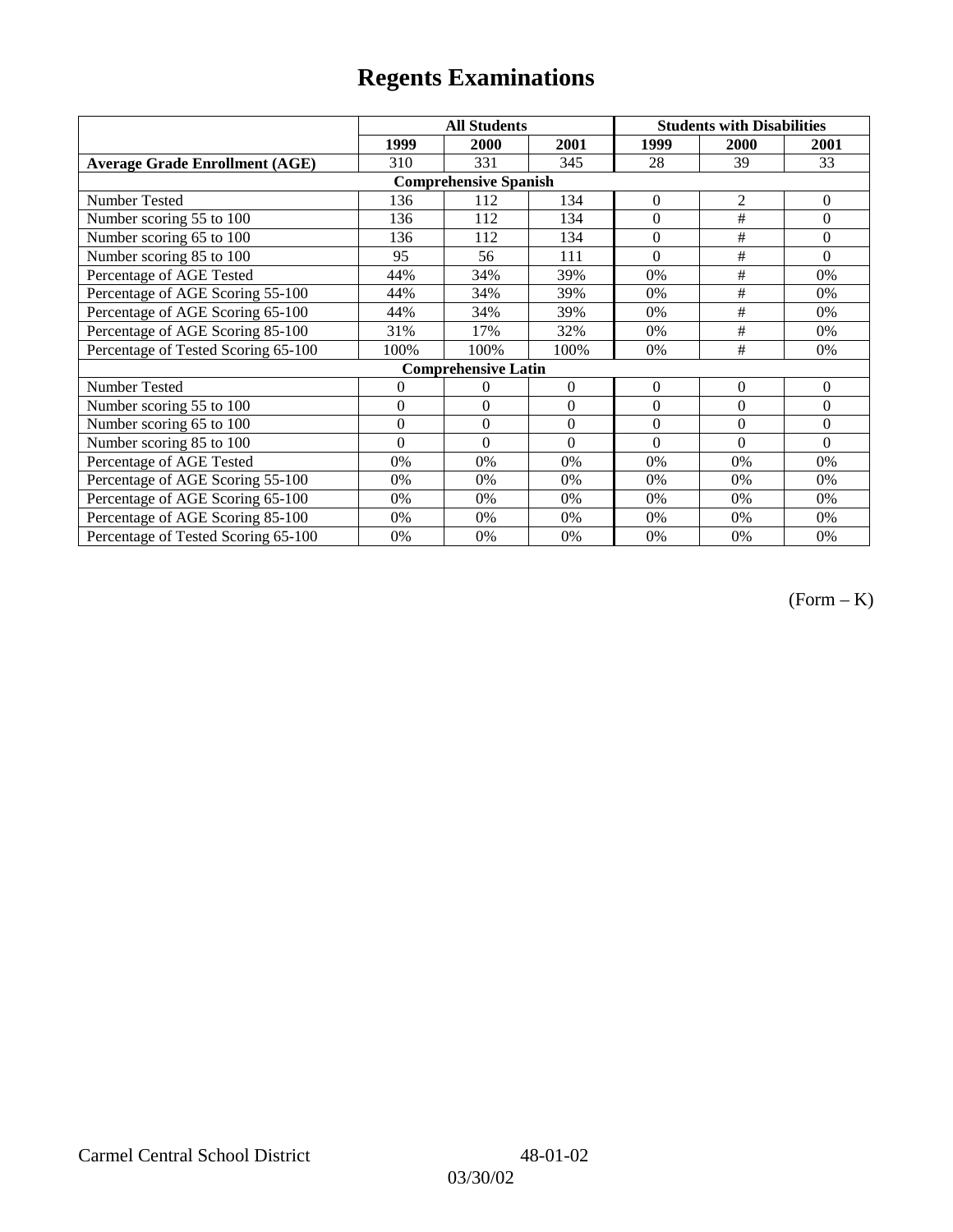# Regents Examinations

| | All Students | | | Students with Disabilities | | |
|---|---|---|---|---|---|---|
| | 1999 | 2000 | 2001 | 1999 | 2000 | 2001 |
| **Average Grade Enrollment (AGE)** | 310 | 331 | 345 | 28 | 39 | 33 |
| **Comprehensive Spanish** | | | | | | |
| Number Tested | 136 | 112 | 134 | 0 | 2 | 0 |
| Number scoring 55 to 100 | 136 | 112 | 134 | 0 | # | 0 |
| Number scoring 65 to 100 | 136 | 112 | 134 | 0 | # | 0 |
| Number scoring 85 to 100 | 95 | 56 | 111 | 0 | # | 0 |
| Percentage of AGE Tested | 44% | 34% | 39% | 0% | # | 0% |
| Percentage of AGE Scoring 55-100 | 44% | 34% | 39% | 0% | # | 0% |
| Percentage of AGE Scoring 65-100 | 44% | 34% | 39% | 0% | # | 0% |
| Percentage of AGE Scoring 85-100 | 31% | 17% | 32% | 0% | # | 0% |
| Percentage of Tested Scoring 65-100 | 100% | 100% | 100% | 0% | # | 0% |
| **Comprehensive Latin** | | | | | | |
| Number Tested | 0 | 0 | 0 | 0 | 0 | 0 |
| Number scoring 55 to 100 | 0 | 0 | 0 | 0 | 0 | 0 |
| Number scoring 65 to 100 | 0 | 0 | 0 | 0 | 0 | 0 |
| Number scoring 85 to 100 | 0 | 0 | 0 | 0 | 0 | 0 |
| Percentage of AGE Tested | 0% | 0% | 0% | 0% | 0% | 0% |
| Percentage of AGE Scoring 55-100 | 0% | 0% | 0% | 0% | 0% | 0% |
| Percentage of AGE Scoring 65-100 | 0% | 0% | 0% | 0% | 0% | 0% |
| Percentage of AGE Scoring 85-100 | 0% | 0% | 0% | 0% | 0% | 0% |
| Percentage of Tested Scoring 65-100 | 0% | 0% | 0% | 0% | 0% | 0% |

(Form – K)

Carmel Central School District 48-01-02

03/30/02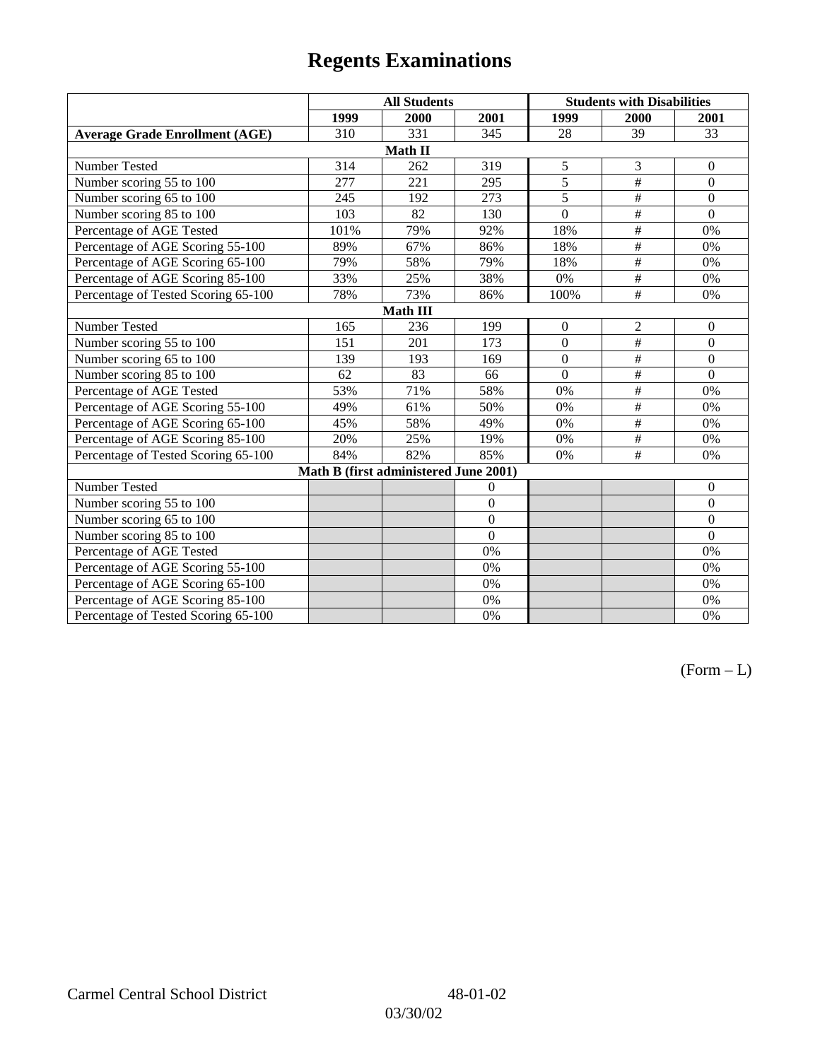# Regents Examinations

| | All Students | | | Students with Disabilities | | |
|---|---|---|---|---|---|---|
| | 1999 | 2000 | 2001 | 1999 | 2000 | 2001 |
| **Average Grade Enrollment (AGE)** | 310 | 331 | 345 | 28 | 39 | 33 |
| **Math II** | | | | | | |
| Number Tested | 314 | 262 | 319 | 5 | 3 | 0 |
| Number scoring 55 to 100 | 277 | 221 | 295 | 5 | # | 0 |
| Number scoring 65 to 100 | 245 | 192 | 273 | 5 | # | 0 |
| Number scoring 85 to 100 | 103 | 82 | 130 | 0 | # | 0 |
| Percentage of AGE Tested | 101% | 79% | 92% | 18% | # | 0% |
| Percentage of AGE Scoring 55-100 | 89% | 67% | 86% | 18% | # | 0% |
| Percentage of AGE Scoring 65-100 | 79% | 58% | 79% | 18% | # | 0% |
| Percentage of AGE Scoring 85-100 | 33% | 25% | 38% | 0% | # | 0% |
| Percentage of Tested Scoring 65-100 | 78% | 73% | 86% | 100% | # | 0% |
| **Math III** | | | | | | |
| Number Tested | 165 | 236 | 199 | 0 | 2 | 0 |
| Number scoring 55 to 100 | 151 | 201 | 173 | 0 | # | 0 |
| Number scoring 65 to 100 | 139 | 193 | 169 | 0 | # | 0 |
| Number scoring 85 to 100 | 62 | 83 | 66 | 0 | # | 0 |
| Percentage of AGE Tested | 53% | 71% | 58% | 0% | # | 0% |
| Percentage of AGE Scoring 55-100 | 49% | 61% | 50% | 0% | # | 0% |
| Percentage of AGE Scoring 65-100 | 45% | 58% | 49% | 0% | # | 0% |
| Percentage of AGE Scoring 85-100 | 20% | 25% | 19% | 0% | # | 0% |
| Percentage of Tested Scoring 65-100 | 84% | 82% | 85% | 0% | # | 0% |
| **Math B (first administered June 2001)** | | | | | | |
| Number Tested | | | 0 | | | 0 |
| Number scoring 55 to 100 | | | 0 | | | 0 |
| Number scoring 65 to 100 | | | 0 | | | 0 |
| Number scoring 85 to 100 | | | 0 | | | 0 |
| Percentage of AGE Tested | | | 0% | | | 0% |
| Percentage of AGE Scoring 55-100 | | | 0% | | | 0% |
| Percentage of AGE Scoring 65-100 | | | 0% | | | 0% |
| Percentage of AGE Scoring 85-100 | | | 0% | | | 0% |
| Percentage of Tested Scoring 65-100 | | | 0% | | | 0% |

(Form – L)

Carmel Central School District 48-01-02

03/30/02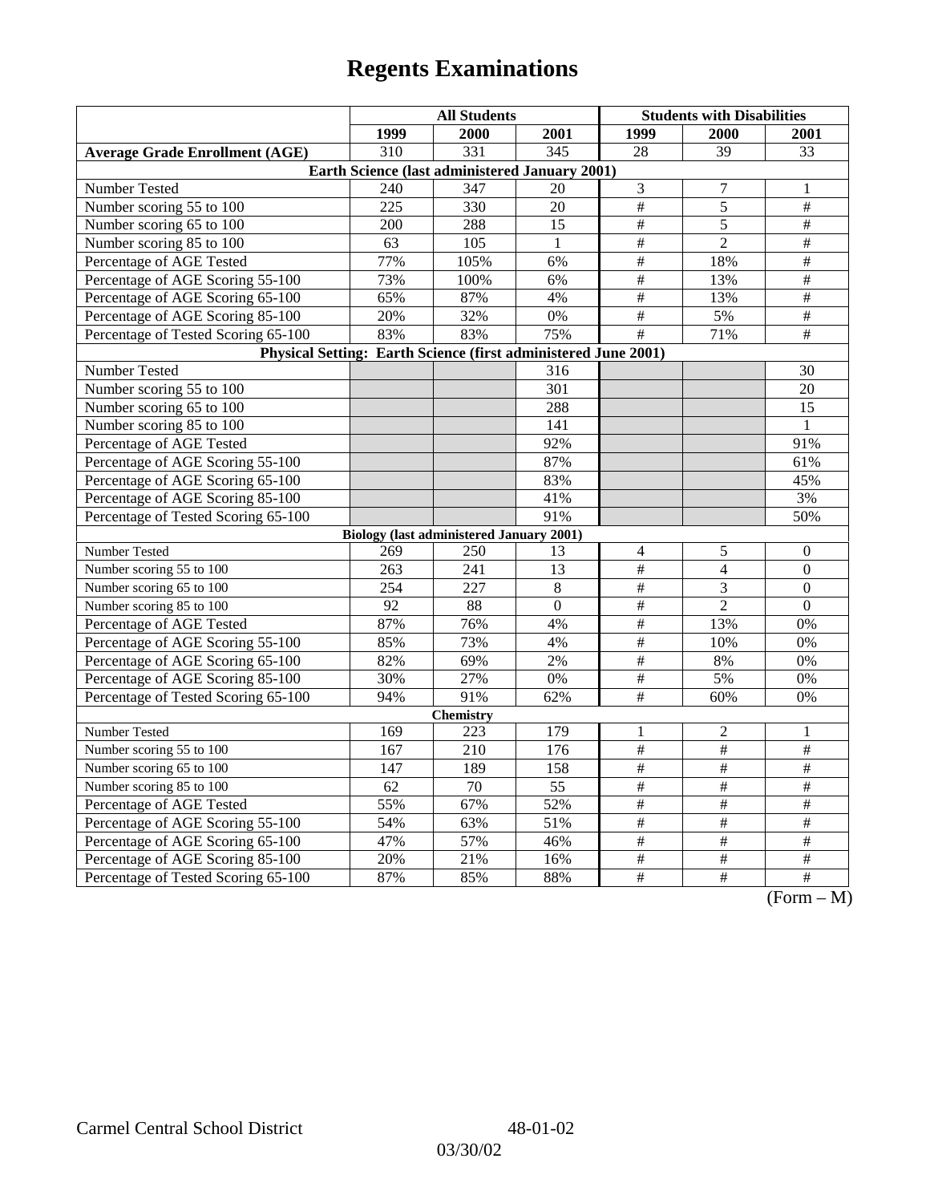# Regents Examinations

| | All Students | | | Students with Disabilities | | |
|---|---|---|---|---|---|---|
| | 1999 | 2000 | 2001 | 1999 | 2000 | 2001 |
| **Average Grade Enrollment (AGE)** | 310 | 331 | 345 | 28 | 39 | 33 |
| **Earth Science (last administered January 2001)** | | | | | | |
| Number Tested | 240 | 347 | 20 | 3 | 7 | 1 |
| Number scoring 55 to 100 | 225 | 330 | 20 | # | 5 | # |
| Number scoring 65 to 100 | 200 | 288 | 15 | # | 5 | # |
| Number scoring 85 to 100 | 63 | 105 | 1 | # | 2 | # |
| Percentage of AGE Tested | 77% | 105% | 6% | # | 18% | # |
| Percentage of AGE Scoring 55-100 | 73% | 100% | 6% | # | 13% | # |
| Percentage of AGE Scoring 65-100 | 65% | 87% | 4% | # | 13% | # |
| Percentage of AGE Scoring 85-100 | 20% | 32% | 0% | # | 5% | # |
| Percentage of Tested Scoring 65-100 | 83% | 83% | 75% | # | 71% | # |
| **Physical Setting: Earth Science (first administered June 2001)** | | | | | | |
| Number Tested | | | 316 | | | 30 |
| Number scoring 55 to 100 | | | 301 | | | 20 |
| Number scoring 65 to 100 | | | 288 | | | 15 |
| Number scoring 85 to 100 | | | 141 | | | 1 |
| Percentage of AGE Tested | | | 92% | | | 91% |
| Percentage of AGE Scoring 55-100 | | | 87% | | | 61% |
| Percentage of AGE Scoring 65-100 | | | 83% | | | 45% |
| Percentage of AGE Scoring 85-100 | | | 41% | | | 3% |
| Percentage of Tested Scoring 65-100 | | | 91% | | | 50% |
| **Biology (last administered January 2001)** | | | | | | |
| Number Tested | 269 | 250 | 13 | 4 | 5 | 0 |
| Number scoring 55 to 100 | 263 | 241 | 13 | # | 4 | 0 |
| Number scoring 65 to 100 | 254 | 227 | 8 | # | 3 | 0 |
| Number scoring 85 to 100 | 92 | 88 | 0 | # | 2 | 0 |
| Percentage of AGE Tested | 87% | 76% | 4% | # | 13% | 0% |
| Percentage of AGE Scoring 55-100 | 85% | 73% | 4% | # | 10% | 0% |
| Percentage of AGE Scoring 65-100 | 82% | 69% | 2% | # | 8% | 0% |
| Percentage of AGE Scoring 85-100 | 30% | 27% | 0% | # | 5% | 0% |
| Percentage of Tested Scoring 65-100 | 94% | 91% | 62% | # | 60% | 0% |
| **Chemistry** | | | | | | |
| Number Tested | 169 | 223 | 179 | 1 | 2 | 1 |
| Number scoring 55 to 100 | 167 | 210 | 176 | # | # | # |
| Number scoring 65 to 100 | 147 | 189 | 158 | # | # | # |
| Number scoring 85 to 100 | 62 | 70 | 55 | # | # | # |
| Percentage of AGE Tested | 55% | 67% | 52% | # | # | # |
| Percentage of AGE Scoring 55-100 | 54% | 63% | 51% | # | # | # |
| Percentage of AGE Scoring 65-100 | 47% | 57% | 46% | # | # | # |
| Percentage of AGE Scoring 85-100 | 20% | 21% | 16% | # | # | # |
| Percentage of Tested Scoring 65-100 | 87% | 85% | 88% | # | # | # |

(Form – M)

Carmel Central School District 48-01-02

03/30/02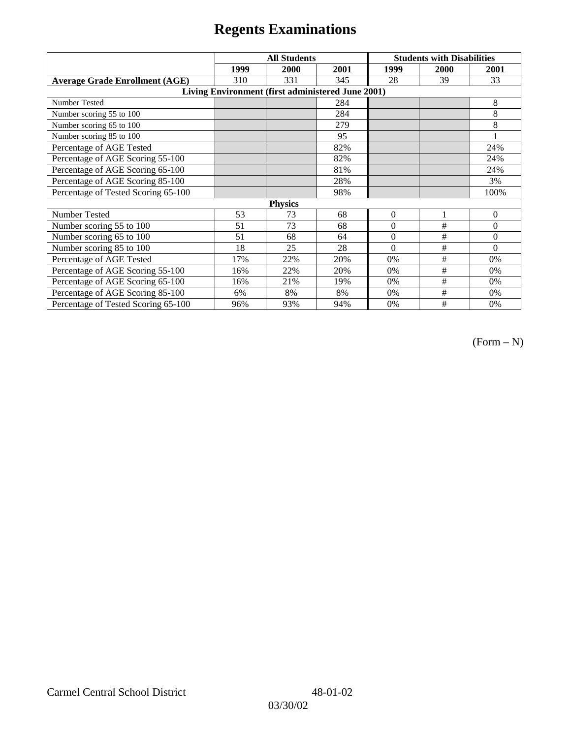# Regents Examinations

| | All Students | | | Students with Disabilities | | |
|---|---|---|---|---|---|---|
| | 1999 | 2000 | 2001 | 1999 | 2000 | 2001 |
| **Average Grade Enrollment (AGE)** | 310 | 331 | 345 | 28 | 39 | 33 |
| **Living Environment (first administered June 2001)** | | | | | | |
| Number Tested | | | 284 | | | 8 |
| Number scoring 55 to 100 | | | 284 | | | 8 |
| Number scoring 65 to 100 | | | 279 | | | 8 |
| Number scoring 85 to 100 | | | 95 | | | 1 |
| Percentage of AGE Tested | | | 82% | | | 24% |
| Percentage of AGE Scoring 55-100 | | | 82% | | | 24% |
| Percentage of AGE Scoring 65-100 | | | 81% | | | 24% |
| Percentage of AGE Scoring 85-100 | | | 28% | | | 3% |
| Percentage of Tested Scoring 65-100 | | | 98% | | | 100% |
| **Physics** | | | | | | |
| Number Tested | 53 | 73 | 68 | 0 | 1 | 0 |
| Number scoring 55 to 100 | 51 | 73 | 68 | 0 | # | 0 |
| Number scoring 65 to 100 | 51 | 68 | 64 | 0 | # | 0 |
| Number scoring 85 to 100 | 18 | 25 | 28 | 0 | # | 0 |
| Percentage of AGE Tested | 17% | 22% | 20% | 0% | # | 0% |
| Percentage of AGE Scoring 55-100 | 16% | 22% | 20% | 0% | # | 0% |
| Percentage of AGE Scoring 65-100 | 16% | 21% | 19% | 0% | # | 0% |
| Percentage of AGE Scoring 85-100 | 6% | 8% | 8% | 0% | # | 0% |
| Percentage of Tested Scoring 65-100 | 96% | 93% | 94% | 0% | # | 0% |

(Form – N)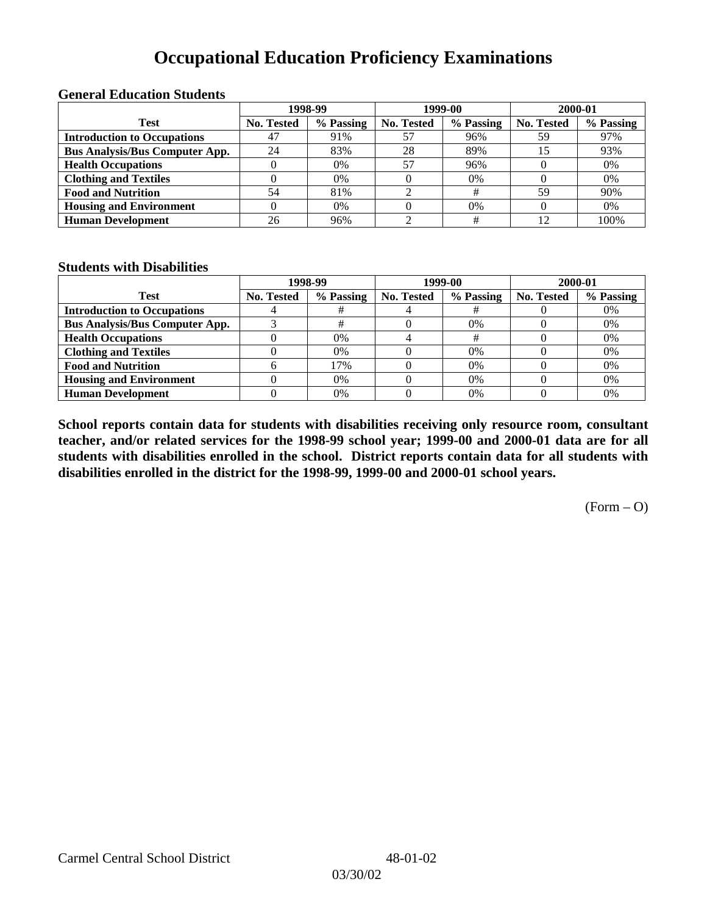# Occupational Education Proficiency Examinations

### General Education Students

| Test | 1998-99 | | 1999-00 | | 2000-01 | |
|---|---|---|---|---|---|---|
| | No. Tested | % Passing | No. Tested | % Passing | No. Tested | % Passing |
| Introduction to Occupations | 47 | 91% | 57 | 96% | 59 | 97% |
| Bus Analysis/Bus Computer App. | 24 | 83% | 28 | 89% | 15 | 93% |
| Health Occupations | 0 | 0% | 57 | 96% | 0 | 0% |
| Clothing and Textiles | 0 | 0% | 0 | 0% | 0 | 0% |
| Food and Nutrition | 54 | 81% | 2 | # | 59 | 90% |
| Housing and Environment | 0 | 0% | 0 | 0% | 0 | 0% |
| Human Development | 26 | 96% | 2 | # | 12 | 100% |

### Students with Disabilities

| Test | 1998-99 | | 1999-00 | | 2000-01 | |
|---|---|---|---|---|---|---|
| | No. Tested | % Passing | No. Tested | % Passing | No. Tested | % Passing |
| Introduction to Occupations | 4 | # | 4 | # | 0 | 0% |
| Bus Analysis/Bus Computer App. | 3 | # | 0 | 0% | 0 | 0% |
| Health Occupations | 0 | 0% | 4 | # | 0 | 0% |
| Clothing and Textiles | 0 | 0% | 0 | 0% | 0 | 0% |
| Food and Nutrition | 6 | 17% | 0 | 0% | 0 | 0% |
| Housing and Environment | 0 | 0% | 0 | 0% | 0 | 0% |
| Human Development | 0 | 0% | 0 | 0% | 0 | 0% |

**School reports contain data for students with disabilities receiving only resource room, consultant teacher, and/or related services for the 1998-99 school year; 1999-00 and 2000-01 data are for all students with disabilities enrolled in the school. District reports contain data for all students with disabilities enrolled in the district for the 1998-99, 1999-00 and 2000-01 school years.**

(Form – O)